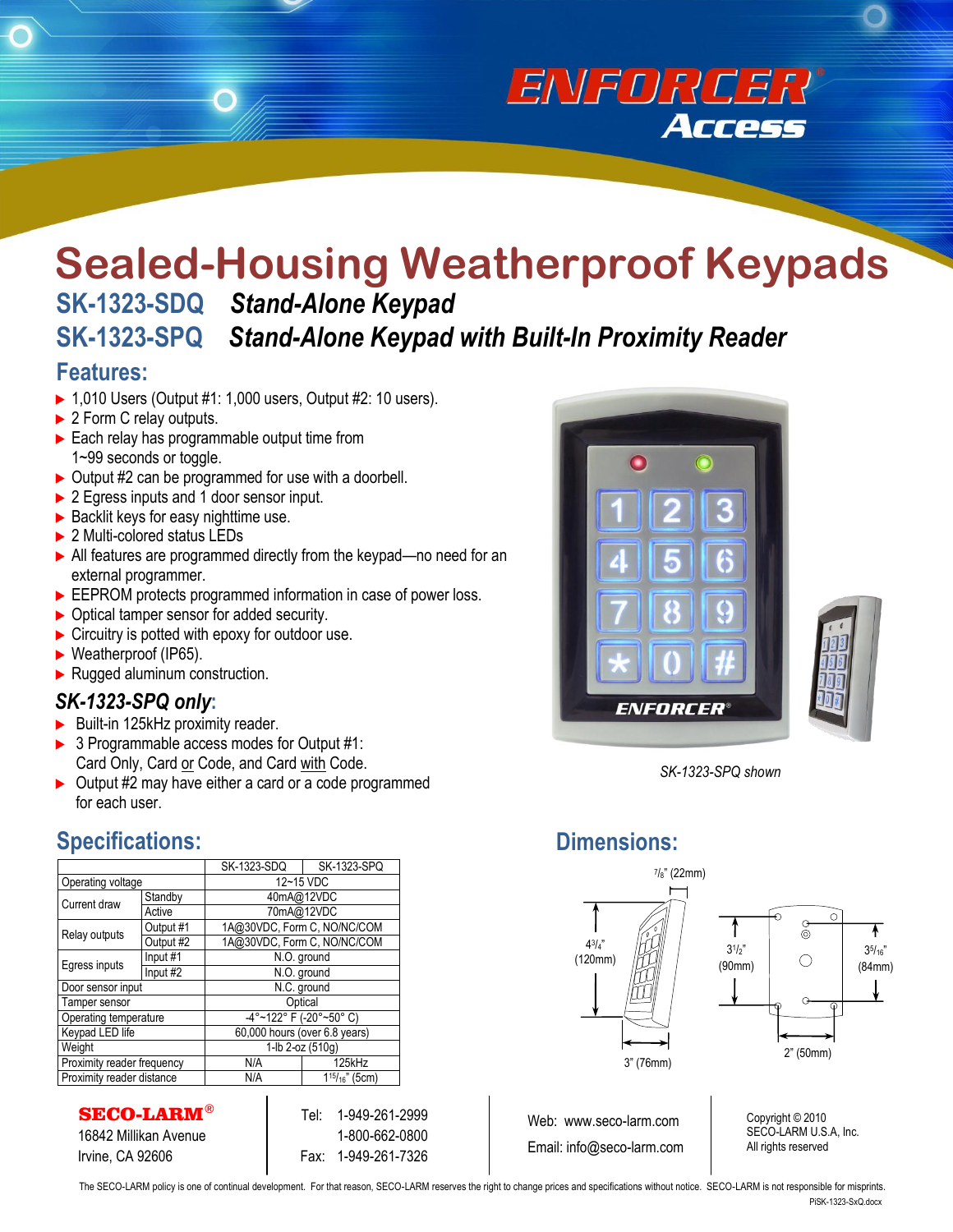ENFORCER® Access

# Sealed-Housing Weatherproof Keypads

## SK-1323-SDQ *Stand-Alone Keypad*
## SK-1323-SPQ *Stand-Alone Keypad with Built-In Proximity Reader*

## Features:

- 1,010 Users (Output #1: 1,000 users, Output #2: 10 users).
- 2 Form C relay outputs.
- Each relay has programmable output time from 1~99 seconds or toggle.
- Output #2 can be programmed for use with a doorbell.
- 2 Egress inputs and 1 door sensor input.
- Backlit keys for easy nighttime use.
- 2 Multi-colored status LEDs
- All features are programmed directly from the keypad—no need for an external programmer.
- EEPROM protects programmed information in case of power loss.
- Optical tamper sensor for added security.
- Circuitry is potted with epoxy for outdoor use.
- Weatherproof (IP65).
- Rugged aluminum construction.

### *SK-1323-SPQ only:*

- Built-in 125kHz proximity reader.
- 3 Programmable access modes for Output #1: Card Only, Card or Code, and Card with Code.
- Output #2 may have either a card or a code programmed for each user.

*SK-1323-SPQ shown*

## Specifications:

| | | SK-1323-SDQ | SK-1323-SPQ |
|---|---|---|---|
| Operating voltage | | 12~15 VDC | |
| Current draw | Standby | 40mA@12VDC | |
| | Active | 70mA@12VDC | |
| Relay outputs | Output #1 | 1A@30VDC, Form C, NO/NC/COM | |
| | Output #2 | 1A@30VDC, Form C, NO/NC/COM | |
| Egress inputs | Input #1 | N.O. ground | |
| | Input #2 | N.O. ground | |
| Door sensor input | | N.C. ground | |
| Tamper sensor | | Optical | |
| Operating temperature | | -4°~122° F (-20°~50° C) | |
| Keypad LED life | | 60,000 hours (over 6.8 years) | |
| Weight | | 1-lb 2-oz (510g) | |
| Proximity reader frequency | | N/A | 125kHz |
| Proximity reader distance | | N/A | 1 15/16" (5cm) |

## Dimensions:

7/8" (22mm)

4 3/4" (120mm)

3" (76mm)

3 1/2" (90mm)

3 5/16" (84mm)

2" (50mm)

**SECO-LARM®**
16842 Millikan Avenue
Irvine, CA 92606

Tel: 1-949-261-2999
1-800-662-0800
Fax: 1-949-261-7326

Web: www.seco-larm.com
Email: info@seco-larm.com

Copyright © 2010
SECO-LARM U.S.A, Inc.
All rights reserved

The SECO-LARM policy is one of continual development. For that reason, SECO-LARM reserves the right to change prices and specifications without notice. SECO-LARM is not responsible for misprints.

PiSK-1323-SxQ.docx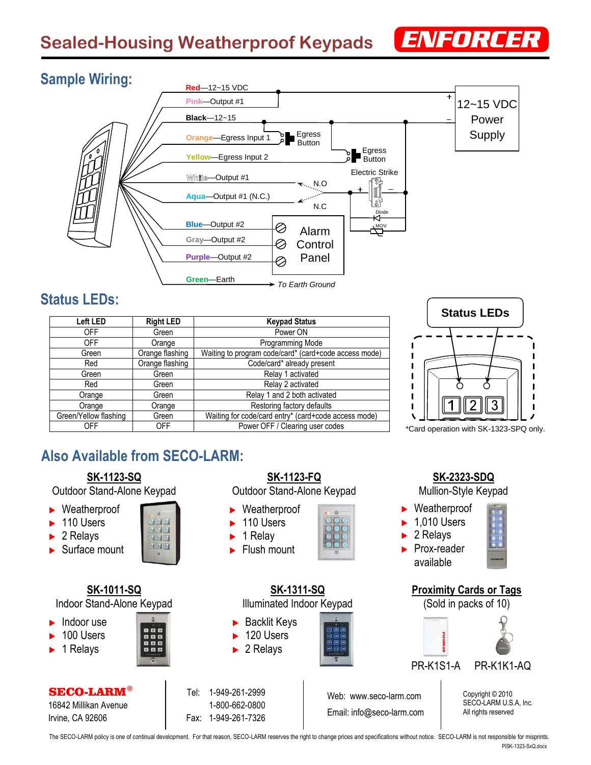# Sealed-Housing Weatherproof Keypads

ENFORCER

## Sample Wiring:

Red—12~15 VDC
Pink—Output #1
Black—12~15
Orange—Egress Input 1
Yellow—Egress Input 2
White—Output #1
Aqua—Output #1 (N.C.)
Blue—Output #2
Gray—Output #2
Purple—Output #2
Green—Earth

12~15 VDC Power Supply
Egress Button
Egress Button
Electric Strike
N.O
N.C
Diode
MOV
Alarm Control Panel
To Earth Ground

## Status LEDs:

| Left LED | Right LED | Keypad Status |
|---|---|---|
| OFF | Green | Power ON |
| OFF | Orange | Programming Mode |
| Green | Orange flashing | Waiting to program code/card* (card+code access mode) |
| Red | Orange flashing | Code/card* already present |
| Green | Green | Relay 1 activated |
| Red | Green | Relay 2 activated |
| Orange | Green | Relay 1 and 2 both activated |
| Orange | Orange | Restoring factory defaults |
| Green/Yellow flashing | Green | Waiting for code/card entry* (card+code access mode) |
| OFF | OFF | Power OFF / Clearing user codes |

Status LEDs

*Card operation with SK-1323-SPQ only.

## Also Available from SECO-LARM:

**SK-1123-SQ**
Outdoor Stand-Alone Keypad
- Weatherproof
- 110 Users
- 2 Relays
- Surface mount

**SK-1123-FQ**
Outdoor Stand-Alone Keypad
- Weatherproof
- 110 Users
- 1 Relay
- Flush mount

**SK-2323-SDQ**
Mullion-Style Keypad
- Weatherproof
- 1,010 Users
- 2 Relays
- Prox-reader available

**SK-1011-SQ**
Indoor Stand-Alone Keypad
- Indoor use
- 100 Users
- 1 Relays

**SK-1311-SQ**
Illuminated Indoor Keypad
- Backlit Keys
- 120 Users
- 2 Relays

**Proximity Cards or Tags**
(Sold in packs of 10)

PR-K1S1-A PR-K1K1-AQ

**SECO-LARM®**
16842 Millikan Avenue
Irvine, CA 92606

Tel: 1-949-261-2999
1-800-662-0800
Fax: 1-949-261-7326

Web: www.seco-larm.com
Email: info@seco-larm.com

Copyright © 2010
SECO-LARM U.S.A, Inc.
All rights reserved

The SECO-LARM policy is one of continual development. For that reason, SECO-LARM reserves the right to change prices and specifications without notice. SECO-LARM is not responsible for misprints.

PiSK-1323-SxQ.docx